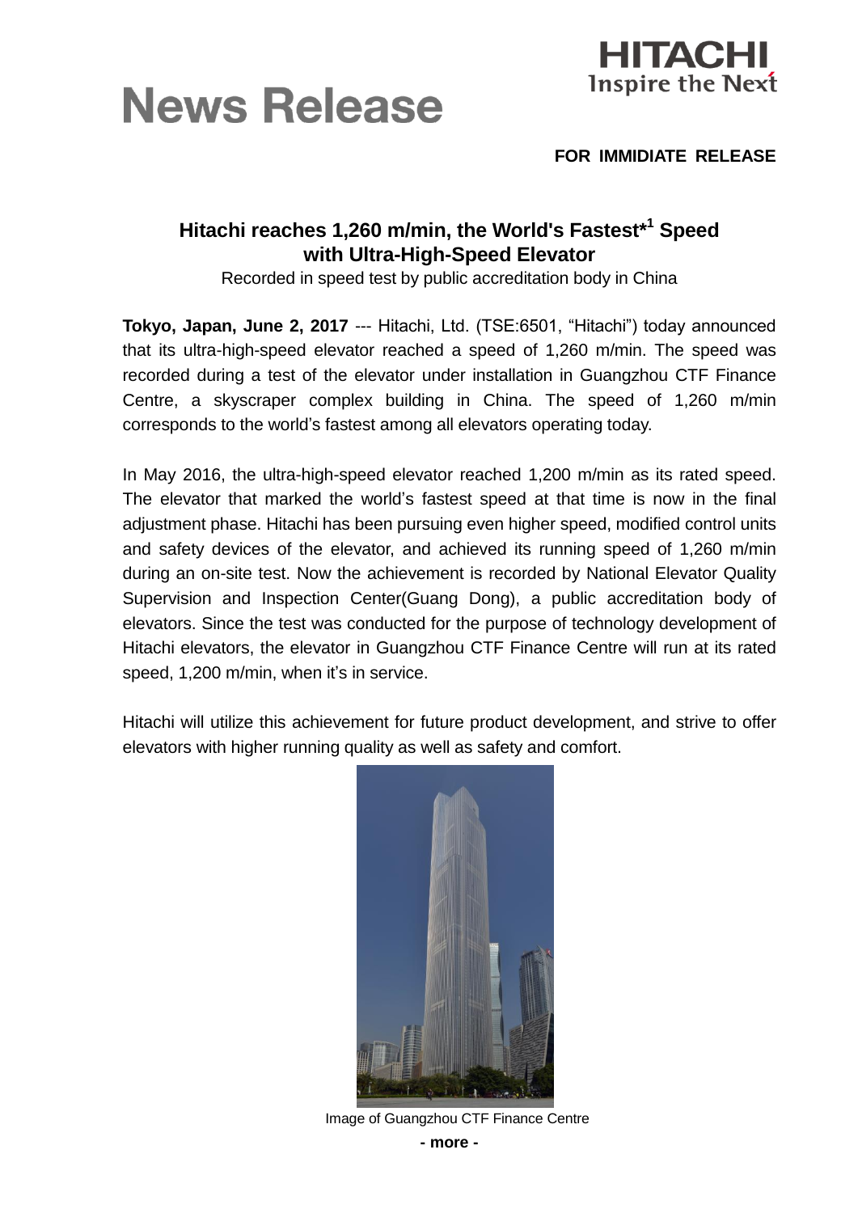# News Release

HITACHI
Inspire the Next

**FOR IMMIDIATE RELEASE**

## Hitachi reaches 1,260 m/min, the World's Fastest*[1] Speed with Ultra-High-Speed Elevator

Recorded in speed test by public accreditation body in China

**Tokyo, Japan, June 2, 2017** --- Hitachi, Ltd. (TSE:6501, "Hitachi") today announced that its ultra-high-speed elevator reached a speed of 1,260 m/min. The speed was recorded during a test of the elevator under installation in Guangzhou CTF Finance Centre, a skyscraper complex building in China. The speed of 1,260 m/min corresponds to the world's fastest among all elevators operating today.

In May 2016, the ultra-high-speed elevator reached 1,200 m/min as its rated speed. The elevator that marked the world's fastest speed at that time is now in the final adjustment phase. Hitachi has been pursuing even higher speed, modified control units and safety devices of the elevator, and achieved its running speed of 1,260 m/min during an on-site test. Now the achievement is recorded by National Elevator Quality Supervision and Inspection Center(Guang Dong), a public accreditation body of elevators. Since the test was conducted for the purpose of technology development of Hitachi elevators, the elevator in Guangzhou CTF Finance Centre will run at its rated speed, 1,200 m/min, when it's in service.

Hitachi will utilize this achievement for future product development, and strive to offer elevators with higher running quality as well as safety and comfort.

Image of Guangzhou CTF Finance Centre

**- more -**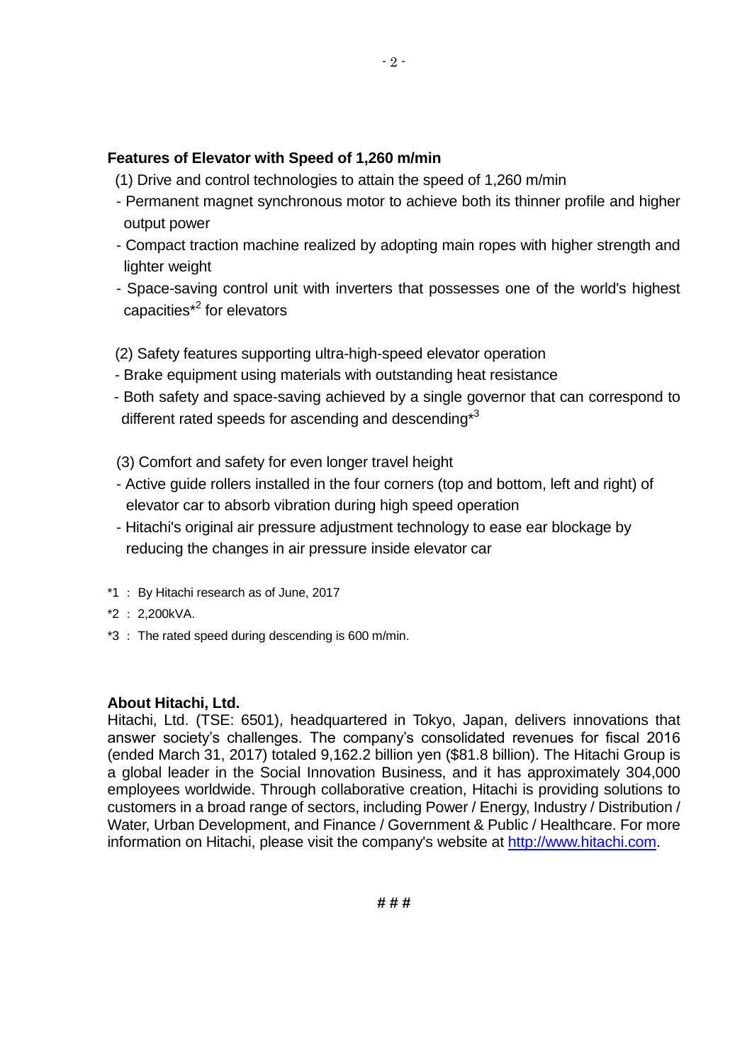**Features of Elevator with Speed of 1,260 m/min**

(1) Drive and control technologies to attain the speed of 1,260 m/min

- Permanent magnet synchronous motor to achieve both its thinner profile and higher output power
- Compact traction machine realized by adopting main ropes with higher strength and lighter weight
- Space-saving control unit with inverters that possesses one of the world's highest capacities*[2] for elevators

(2) Safety features supporting ultra-high-speed elevator operation

- Brake equipment using materials with outstanding heat resistance
- Both safety and space-saving achieved by a single governor that can correspond to different rated speeds for ascending and descending*[3]

(3) Comfort and safety for even longer travel height

- Active guide rollers installed in the four corners (top and bottom, left and right) of elevator car to absorb vibration during high speed operation
- Hitachi's original air pressure adjustment technology to ease ear blockage by reducing the changes in air pressure inside elevator car

*1 : By Hitachi research as of June, 2017

*2 : 2,200kVA.

*3 : The rated speed during descending is 600 m/min.

**About Hitachi, Ltd.**

Hitachi, Ltd. (TSE: 6501), headquartered in Tokyo, Japan, delivers innovations that answer society's challenges. The company's consolidated revenues for fiscal 2016 (ended March 31, 2017) totaled 9,162.2 billion yen ($81.8 billion). The Hitachi Group is a global leader in the Social Innovation Business, and it has approximately 304,000 employees worldwide. Through collaborative creation, Hitachi is providing solutions to customers in a broad range of sectors, including Power / Energy, Industry / Distribution / Water, Urban Development, and Finance / Government & Public / Healthcare. For more information on Hitachi, please visit the company's website at [http://www.hitachi.com](http://www.hitachi.com).

# # #